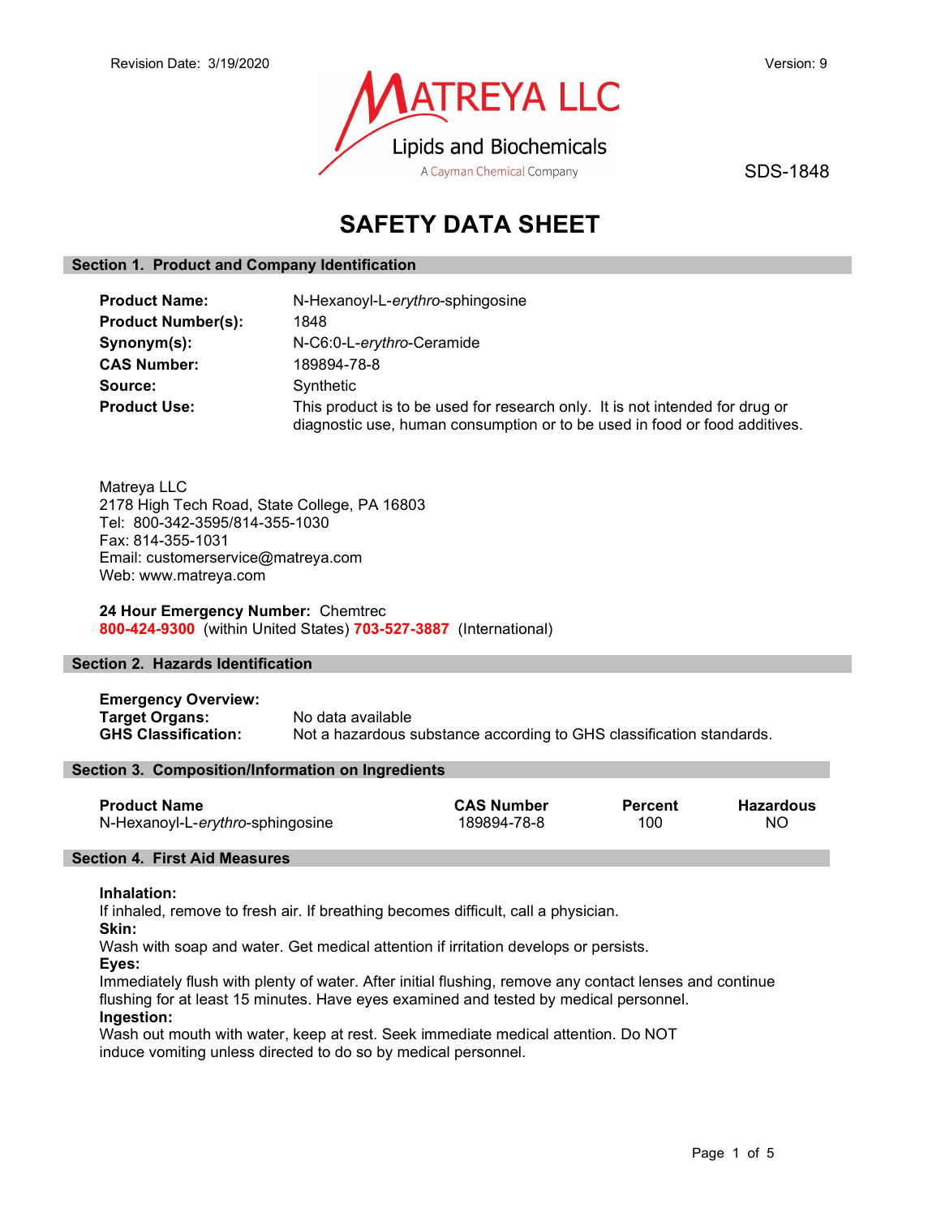Revision Date: 3/19/2020 | Version: 9

MATREYA LLC
Lipids and Biochemicals
A Cayman Chemical Company

SDS-1848

# SAFETY DATA SHEET

## Section 1. Product and Company Identification

**Product Name:** N-Hexanoyl-L-*erythro*-sphingosine
**Product Number(s):** 1848
**Synonym(s):** N-C6:0-L-*erythro*-Ceramide
**CAS Number:** 189894-78-8
**Source:** Synthetic
**Product Use:** This product is to be used for research only. It is not intended for drug or diagnostic use, human consumption or to be used in food or food additives.

Matreya LLC
2178 High Tech Road, State College, PA 16803
Tel: 800-342-3595/814-355-1030
Fax: 814-355-1031
Email: customerservice@matreya.com
Web: www.matreya.com

**24 Hour Emergency Number:** Chemtrec
**800-424-9300** (within United States) **703-527-3887** (International)

## Section 2. Hazards Identification

**Emergency Overview:**
**Target Organs:** No data available
**GHS Classification:** Not a hazardous substance according to GHS classification standards.

## Section 3. Composition/Information on Ingredients

| Product Name | CAS Number | Percent | Hazardous |
|---|---|---|---|
| N-Hexanoyl-L-*erythro*-sphingosine | 189894-78-8 | 100 | NO |

## Section 4. First Aid Measures

**Inhalation:**
If inhaled, remove to fresh air. If breathing becomes difficult, call a physician.
**Skin:**
Wash with soap and water. Get medical attention if irritation develops or persists.
**Eyes:**
Immediately flush with plenty of water. After initial flushing, remove any contact lenses and continue flushing for at least 15 minutes. Have eyes examined and tested by medical personnel.
**Ingestion:**
Wash out mouth with water, keep at rest. Seek immediate medical attention. Do NOT induce vomiting unless directed to do so by medical personnel.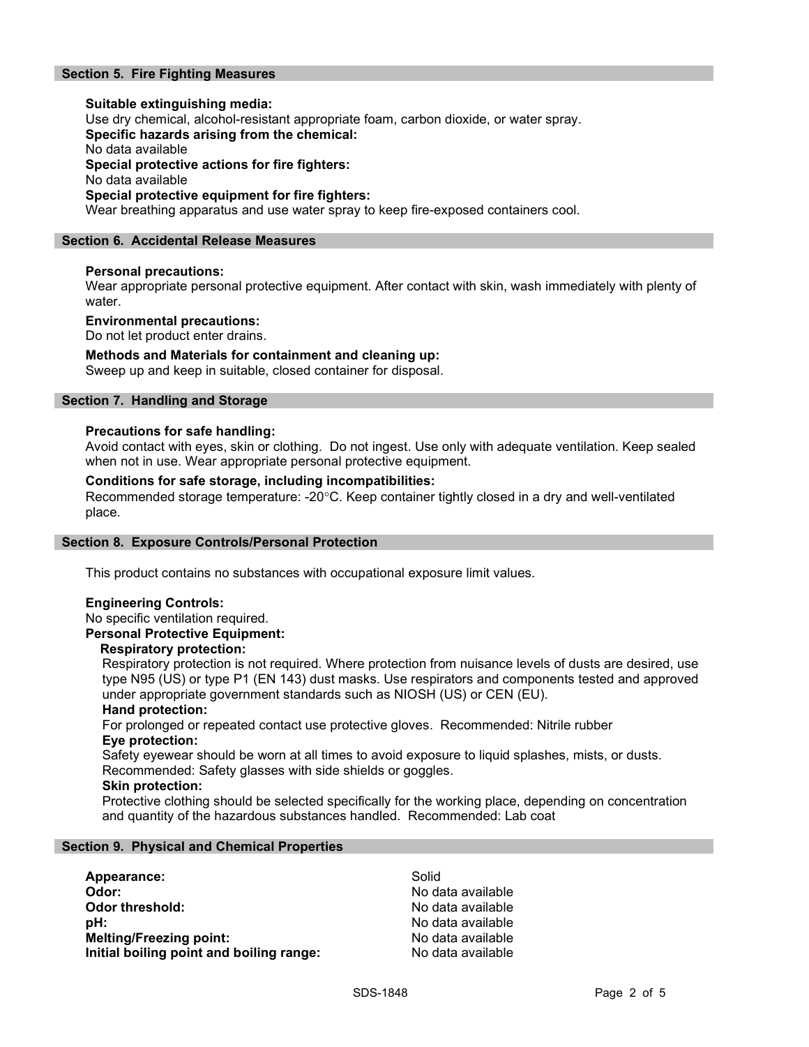## Section 5. Fire Fighting Measures

**Suitable extinguishing media:**
Use dry chemical, alcohol-resistant appropriate foam, carbon dioxide, or water spray.
**Specific hazards arising from the chemical:**
No data available
**Special protective actions for fire fighters:**
No data available
**Special protective equipment for fire fighters:**
Wear breathing apparatus and use water spray to keep fire-exposed containers cool.

## Section 6. Accidental Release Measures

**Personal precautions:**
Wear appropriate personal protective equipment. After contact with skin, wash immediately with plenty of water.

**Environmental precautions:**
Do not let product enter drains.

**Methods and Materials for containment and cleaning up:**
Sweep up and keep in suitable, closed container for disposal.

## Section 7. Handling and Storage

**Precautions for safe handling:**
Avoid contact with eyes, skin or clothing. Do not ingest. Use only with adequate ventilation. Keep sealed when not in use. Wear appropriate personal protective equipment.

**Conditions for safe storage, including incompatibilities:**
Recommended storage temperature: -20°C. Keep container tightly closed in a dry and well-ventilated place.

## Section 8. Exposure Controls/Personal Protection

This product contains no substances with occupational exposure limit values.

**Engineering Controls:**
No specific ventilation required.
**Personal Protective Equipment:**
**Respiratory protection:**
Respiratory protection is not required. Where protection from nuisance levels of dusts are desired, use type N95 (US) or type P1 (EN 143) dust masks. Use respirators and components tested and approved under appropriate government standards such as NIOSH (US) or CEN (EU).
**Hand protection:**
For prolonged or repeated contact use protective gloves. Recommended: Nitrile rubber
**Eye protection:**
Safety eyewear should be worn at all times to avoid exposure to liquid splashes, mists, or dusts. Recommended: Safety glasses with side shields or goggles.
**Skin protection:**
Protective clothing should be selected specifically for the working place, depending on concentration and quantity of the hazardous substances handled. Recommended: Lab coat

## Section 9. Physical and Chemical Properties

| | |
|---|---|
| **Appearance:** | Solid |
| **Odor:** | No data available |
| **Odor threshold:** | No data available |
| **pH:** | No data available |
| **Melting/Freezing point:** | No data available |
| **Initial boiling point and boiling range:** | No data available |

SDS-1848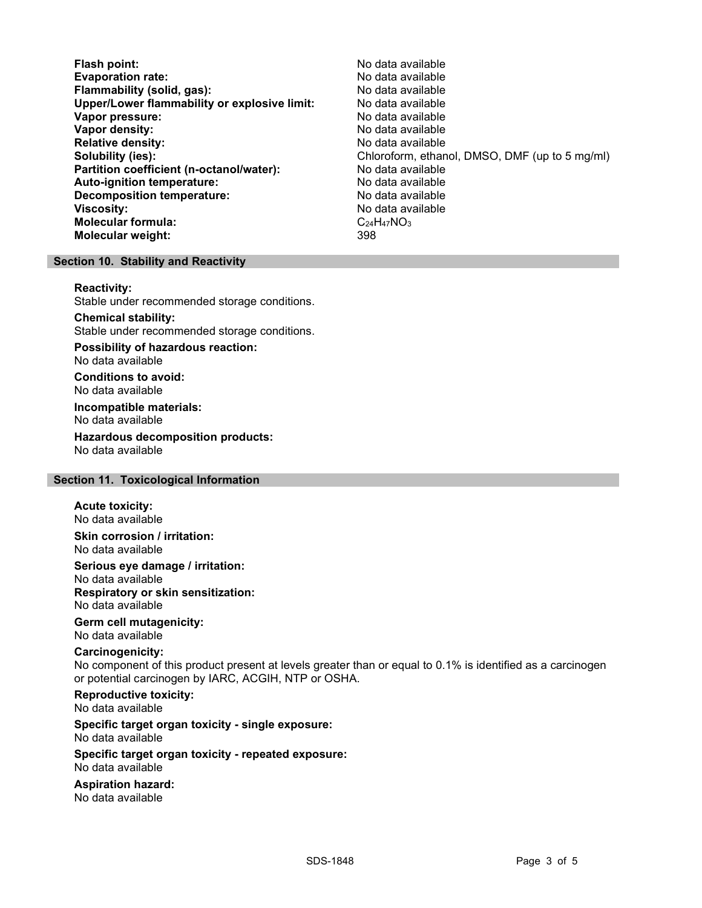| | |
|---|---|
| **Flash point:** | No data available |
| **Evaporation rate:** | No data available |
| **Flammability (solid, gas):** | No data available |
| **Upper/Lower flammability or explosive limit:** | No data available |
| **Vapor pressure:** | No data available |
| **Vapor density:** | No data available |
| **Relative density:** | No data available |
| **Solubility (ies):** | Chloroform, ethanol, DMSO, DMF (up to 5 mg/ml) |
| **Partition coefficient (n-octanol/water):** | No data available |
| **Auto-ignition temperature:** | No data available |
| **Decomposition temperature:** | No data available |
| **Viscosity:** | No data available |
| **Molecular formula:** | $C_{24}H_{47}NO_3$ |
| **Molecular weight:** | 398 |

## Section 10. Stability and Reactivity

**Reactivity:**
Stable under recommended storage conditions.

**Chemical stability:**
Stable under recommended storage conditions.

**Possibility of hazardous reaction:**
No data available

**Conditions to avoid:**
No data available

**Incompatible materials:**
No data available

**Hazardous decomposition products:**
No data available

## Section 11. Toxicological Information

**Acute toxicity:**
No data available

**Skin corrosion / irritation:**
No data available

**Serious eye damage / irritation:**
No data available

**Respiratory or skin sensitization:**
No data available

**Germ cell mutagenicity:**
No data available

**Carcinogenicity:**
No component of this product present at levels greater than or equal to 0.1% is identified as a carcinogen or potential carcinogen by IARC, ACGIH, NTP or OSHA.

**Reproductive toxicity:**
No data available

**Specific target organ toxicity - single exposure:**
No data available

**Specific target organ toxicity - repeated exposure:**
No data available

**Aspiration hazard:**
No data available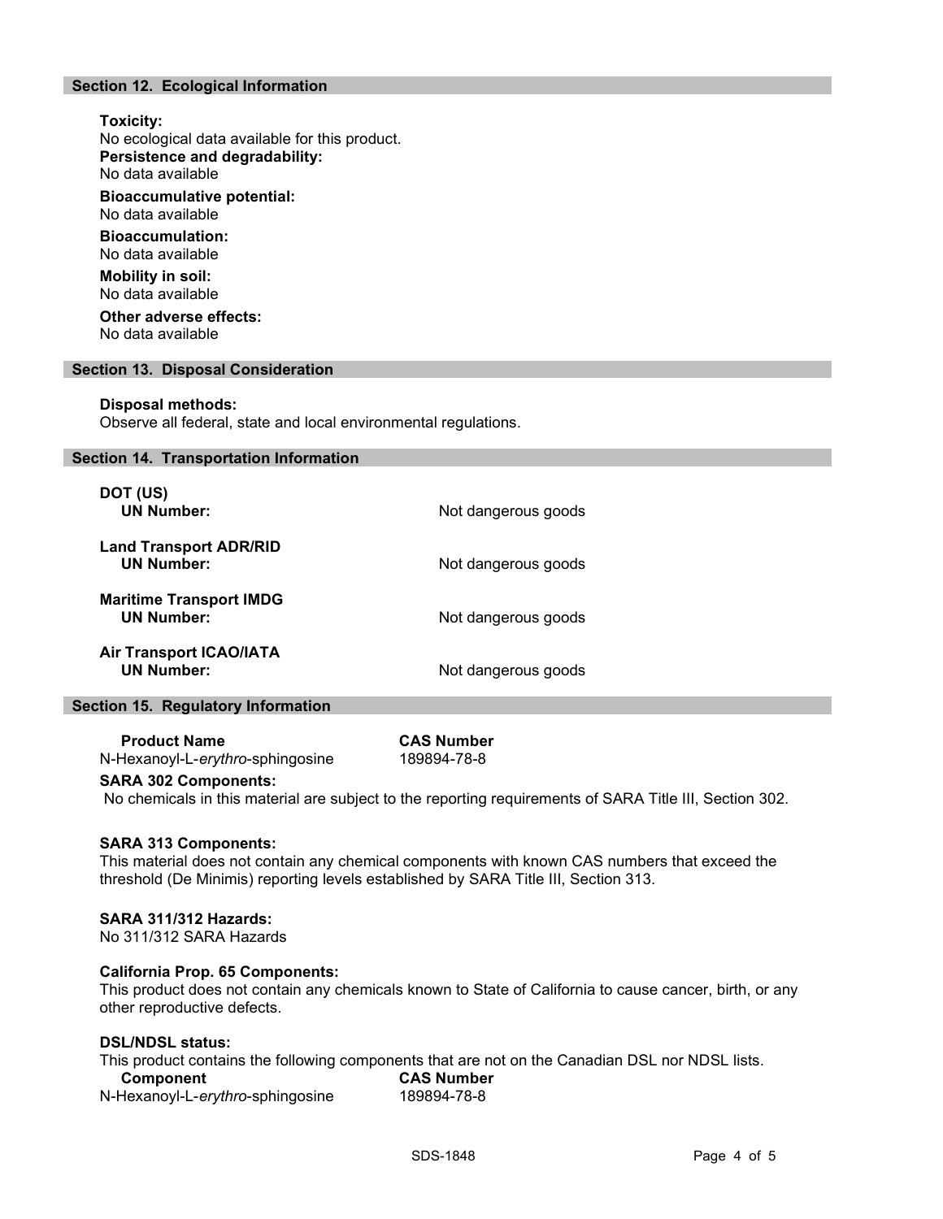## Section 12. Ecological Information

**Toxicity:**
No ecological data available for this product.
**Persistence and degradability:**
No data available

**Bioaccumulative potential:**
No data available

**Bioaccumulation:**
No data available

**Mobility in soil:**
No data available

**Other adverse effects:**
No data available

## Section 13. Disposal Consideration

**Disposal methods:**
Observe all federal, state and local environmental regulations.

## Section 14. Transportation Information

**DOT (US)**
**UN Number:** Not dangerous goods

**Land Transport ADR/RID**
**UN Number:** Not dangerous goods

**Maritime Transport IMDG**
**UN Number:** Not dangerous goods

**Air Transport ICAO/IATA**
**UN Number:** Not dangerous goods

## Section 15. Regulatory Information

| Product Name | CAS Number |
|---|---|
| N-Hexanoyl-L-*erythro*-sphingosine | 189894-78-8 |

**SARA 302 Components:**
No chemicals in this material are subject to the reporting requirements of SARA Title III, Section 302.

**SARA 313 Components:**
This material does not contain any chemical components with known CAS numbers that exceed the threshold (De Minimis) reporting levels established by SARA Title III, Section 313.

**SARA 311/312 Hazards:**
No 311/312 SARA Hazards

**California Prop. 65 Components:**
This product does not contain any chemicals known to State of California to cause cancer, birth, or any other reproductive defects.

**DSL/NDSL status:**
This product contains the following components that are not on the Canadian DSL nor NDSL lists.

| Component | CAS Number |
|---|---|
| N-Hexanoyl-L-*erythro*-sphingosine | 189894-78-8 |

SDS-1848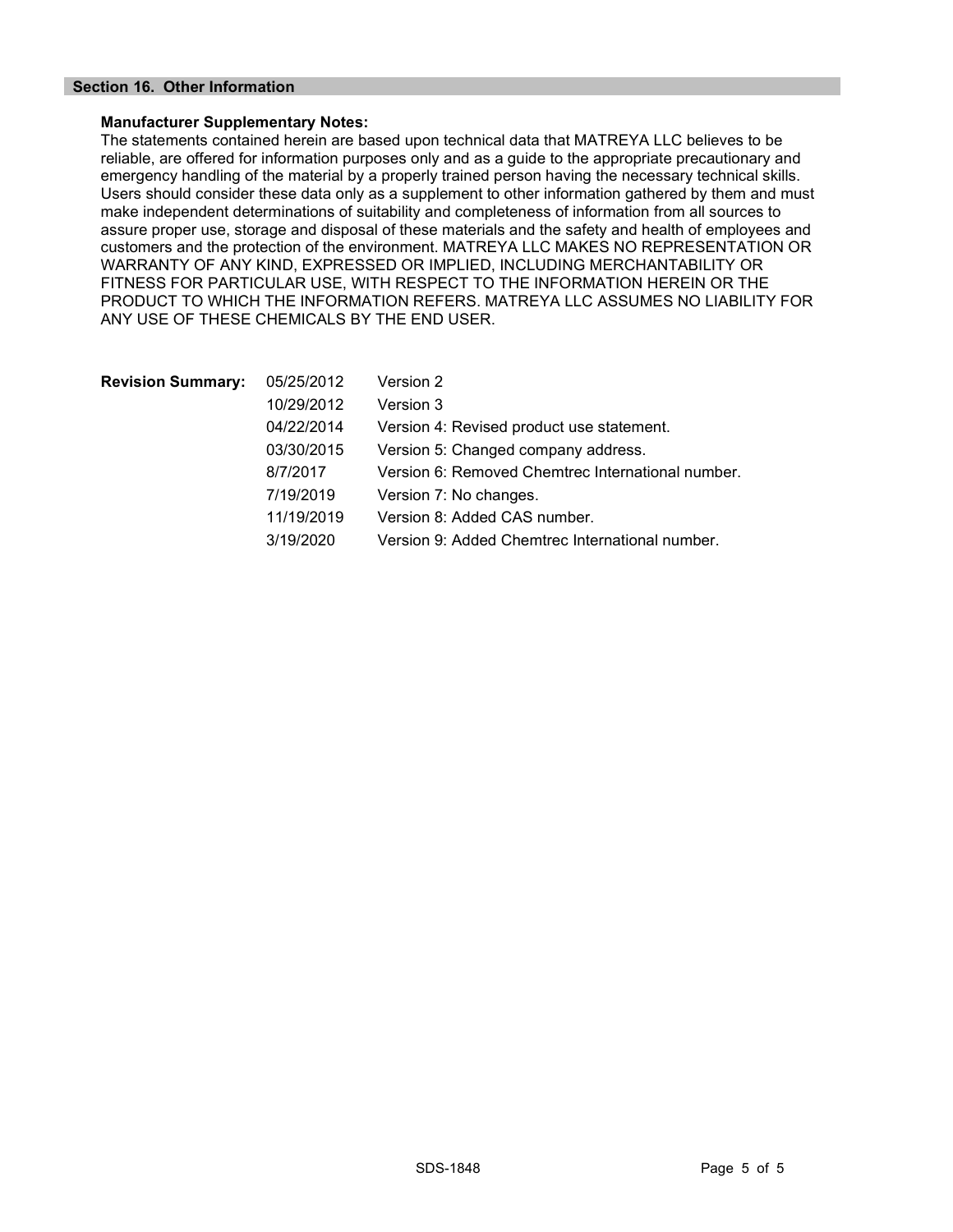## Section 16. Other Information

**Manufacturer Supplementary Notes:**

The statements contained herein are based upon technical data that MATREYA LLC believes to be reliable, are offered for information purposes only and as a guide to the appropriate precautionary and emergency handling of the material by a properly trained person having the necessary technical skills. Users should consider these data only as a supplement to other information gathered by them and must make independent determinations of suitability and completeness of information from all sources to assure proper use, storage and disposal of these materials and the safety and health of employees and customers and the protection of the environment. MATREYA LLC MAKES NO REPRESENTATION OR WARRANTY OF ANY KIND, EXPRESSED OR IMPLIED, INCLUDING MERCHANTABILITY OR FITNESS FOR PARTICULAR USE, WITH RESPECT TO THE INFORMATION HEREIN OR THE PRODUCT TO WHICH THE INFORMATION REFERS. MATREYA LLC ASSUMES NO LIABILITY FOR ANY USE OF THESE CHEMICALS BY THE END USER.

| | | |
|---|---|---|
| **Revision Summary:** | 05/25/2012 | Version 2 |
| | 10/29/2012 | Version 3 |
| | 04/22/2014 | Version 4: Revised product use statement. |
| | 03/30/2015 | Version 5: Changed company address. |
| | 8/7/2017 | Version 6: Removed Chemtrec International number. |
| | 7/19/2019 | Version 7: No changes. |
| | 11/19/2019 | Version 8: Added CAS number. |
| | 3/19/2020 | Version 9: Added Chemtrec International number. |

SDS-1848